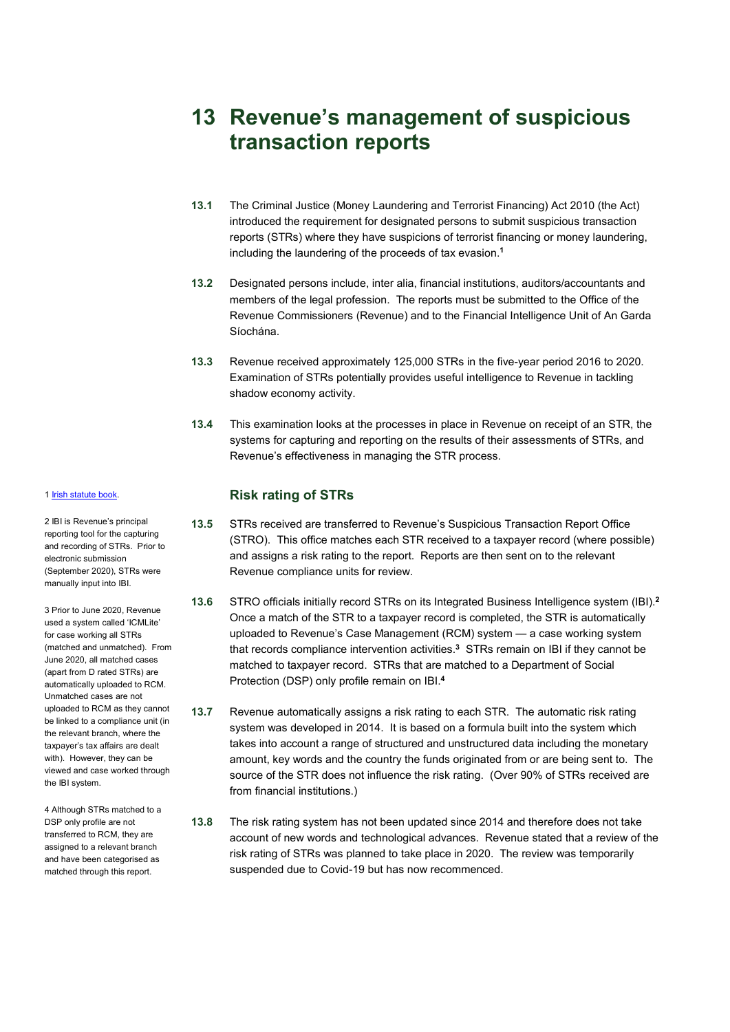# 13 Revenue's management of suspicious transaction reports

**13.1** The Criminal Justice (Money Laundering and Terrorist Financing) Act 2010 (the Act) introduced the requirement for designated persons to submit suspicious transaction reports (STRs) where they have suspicions of terrorist financing or money laundering, including the laundering of the proceeds of tax evasion.[1]

**13.2** Designated persons include, inter alia, financial institutions, auditors/accountants and members of the legal profession. The reports must be submitted to the Office of the Revenue Commissioners (Revenue) and to the Financial Intelligence Unit of An Garda Síochána.

**13.3** Revenue received approximately 125,000 STRs in the five-year period 2016 to 2020. Examination of STRs potentially provides useful intelligence to Revenue in tackling shadow economy activity.

**13.4** This examination looks at the processes in place in Revenue on receipt of an STR, the systems for capturing and reporting on the results of their assessments of STRs, and Revenue's effectiveness in managing the STR process.

## Risk rating of STRs

**13.5** STRs received are transferred to Revenue's Suspicious Transaction Report Office (STRO). This office matches each STR received to a taxpayer record (where possible) and assigns a risk rating to the report. Reports are then sent on to the relevant Revenue compliance units for review.

**13.6** STRO officials initially record STRs on its Integrated Business Intelligence system (IBI).[2] Once a match of the STR to a taxpayer record is completed, the STR is automatically uploaded to Revenue's Case Management (RCM) system — a case working system that records compliance intervention activities.[3] STRs remain on IBI if they cannot be matched to taxpayer record. STRs that are matched to a Department of Social Protection (DSP) only profile remain on IBI.[4]

**13.7** Revenue automatically assigns a risk rating to each STR. The automatic risk rating system was developed in 2014. It is based on a formula built into the system which takes into account a range of structured and unstructured data including the monetary amount, key words and the country the funds originated from or are being sent to. The source of the STR does not influence the risk rating. (Over 90% of STRs received are from financial institutions.)

**13.8** The risk rating system has not been updated since 2014 and therefore does not take account of new words and technological advances. Revenue stated that a review of the risk rating of STRs was planned to take place in 2020. The review was temporarily suspended due to Covid-19 but has now recommenced.

---

1 Irish statute book.

2 IBI is Revenue's principal reporting tool for the capturing and recording of STRs. Prior to electronic submission (September 2020), STRs were manually input into IBI.

3 Prior to June 2020, Revenue used a system called 'ICMLite' for case working all STRs (matched and unmatched). From June 2020, all matched cases (apart from D rated STRs) are automatically uploaded to RCM. Unmatched cases are not uploaded to RCM as they cannot be linked to a compliance unit (in the relevant branch, where the taxpayer's tax affairs are dealt with). However, they can be viewed and case worked through the IBI system.

4 Although STRs matched to a DSP only profile are not transferred to RCM, they are assigned to a relevant branch and have been categorised as matched through this report.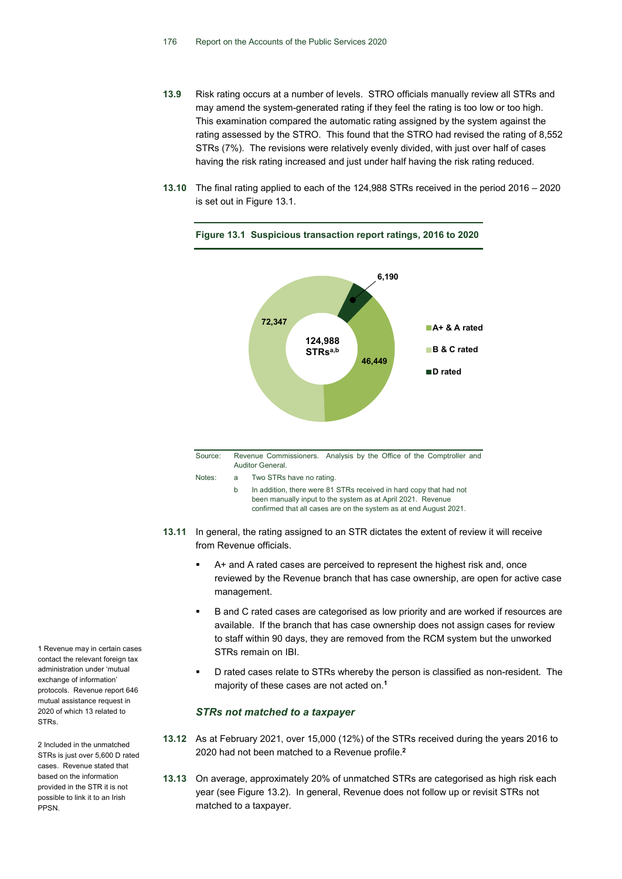**13.9** Risk rating occurs at a number of levels. STRO officials manually review all STRs and may amend the system-generated rating if they feel the rating is too low or too high. This examination compared the automatic rating assigned by the system against the rating assessed by the STRO. This found that the STRO had revised the rating of 8,552 STRs (7%). The revisions were relatively evenly divided, with just over half of cases having the risk rating increased and just under half having the risk rating reduced.

**13.10** The final rating applied to each of the 124,988 STRs received in the period 2016 – 2020 is set out in Figure 13.1.

**Figure 13.1 Suspicious transaction report ratings, 2016 to 2020**

| Rating | STRs |
|---|---|
| A+ & A rated | 46,449 |
| B & C rated | 72,347 |
| D rated | 6,190 |
| Total | 124,988 STRs[a,b] |

Source: Revenue Commissioners. Analysis by the Office of the Comptroller and Auditor General.

Notes: a Two STRs have no rating.

b In addition, there were 81 STRs received in hard copy that had not been manually input to the system as at April 2021. Revenue confirmed that all cases are on the system as at end August 2021.

**13.11** In general, the rating assigned to an STR dictates the extent of review it will receive from Revenue officials.

- A+ and A rated cases are perceived to represent the highest risk and, once reviewed by the Revenue branch that has case ownership, are open for active case management.
- B and C rated cases are categorised as low priority and are worked if resources are available. If the branch that has case ownership does not assign cases for review to staff within 90 days, they are removed from the RCM system but the unworked STRs remain on IBI.
- D rated cases relate to STRs whereby the person is classified as non-resident. The majority of these cases are not acted on.[1]

### *STRs not matched to a taxpayer*

**13.12** As at February 2021, over 15,000 (12%) of the STRs received during the years 2016 to 2020 had not been matched to a Revenue profile.[2]

**13.13** On average, approximately 20% of unmatched STRs are categorised as high risk each year (see Figure 13.2). In general, Revenue does not follow up or revisit STRs not matched to a taxpayer.

1 Revenue may in certain cases contact the relevant foreign tax administration under 'mutual exchange of information' protocols. Revenue report 646 mutual assistance request in 2020 of which 13 related to STRs.

2 Included in the unmatched STRs is just over 5,600 D rated cases. Revenue stated that based on the information provided in the STR it is not possible to link it to an Irish PPSN.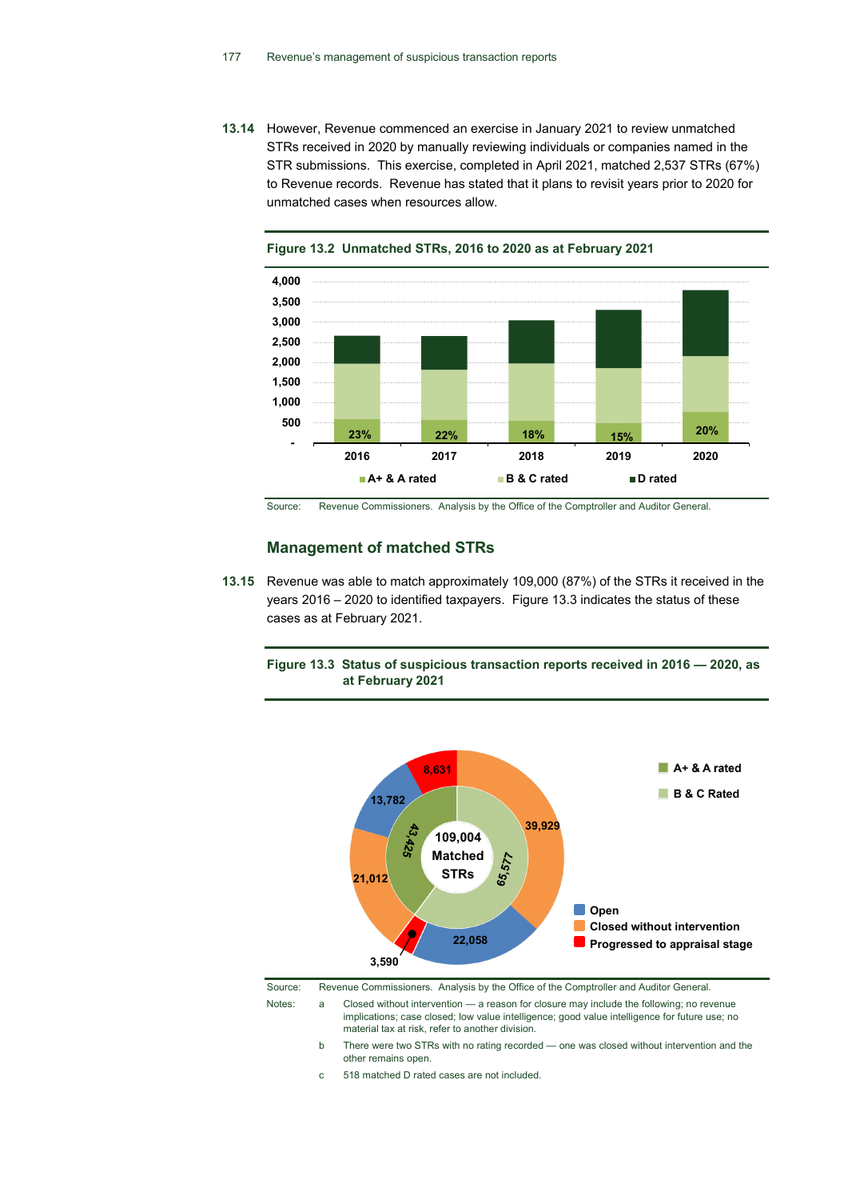**13.14** However, Revenue commenced an exercise in January 2021 to review unmatched STRs received in 2020 by manually reviewing individuals or companies named in the STR submissions. This exercise, completed in April 2021, matched 2,537 STRs (67%) to Revenue records. Revenue has stated that it plans to revisit years prior to 2020 for unmatched cases when resources allow.

**Figure 13.2 Unmatched STRs, 2016 to 2020 as at February 2021**

| Year | A+ & A rated (share) |
|---|---|
| 2016 | 23% |
| 2017 | 22% |
| 2018 | 18% |
| 2019 | 15% |
| 2020 | 20% |

Legend: A+ & A rated; B & C rated; D rated

Source: Revenue Commissioners. Analysis by the Office of the Comptroller and Auditor General.

## Management of matched STRs

**13.15** Revenue was able to match approximately 109,000 (87%) of the STRs it received in the years 2016 – 2020 to identified taxpayers. Figure 13.3 indicates the status of these cases as at February 2021.

**Figure 13.3 Status of suspicious transaction reports received in 2016 — 2020, as at February 2021**

109,004 Matched STRs

| Rating | Total | Open | Closed without intervention | Progressed to appraisal stage |
|---|---|---|---|---|
| A+ & A rated | 43,425 | 13,782 | 21,012 | 8,631 |
| B & C Rated | 65,577 | 22,058 | 39,929 | 3,590 |

Source: Revenue Commissioners. Analysis by the Office of the Comptroller and Auditor General.

Notes:

a Closed without intervention — a reason for closure may include the following; no revenue implications; case closed; low value intelligence; good value intelligence for future use; no material tax at risk, refer to another division.

b There were two STRs with no rating recorded — one was closed without intervention and the other remains open.

c 518 matched D rated cases are not included.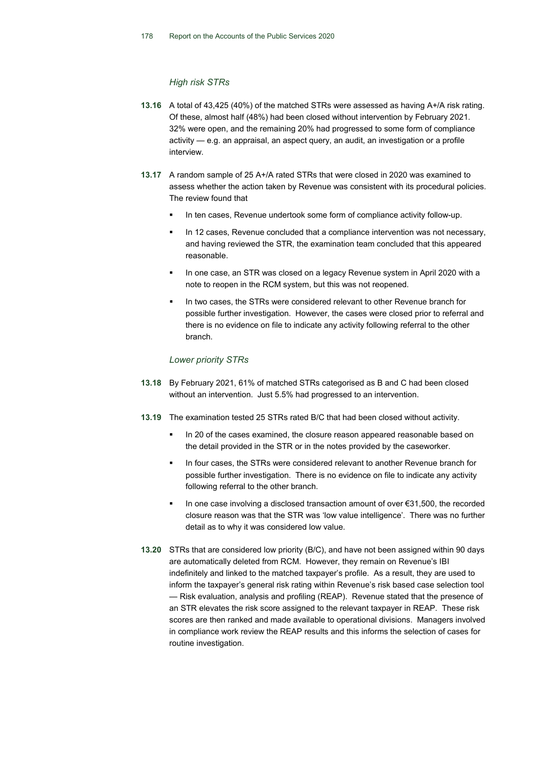### *High risk STRs*

**13.16** A total of 43,425 (40%) of the matched STRs were assessed as having A+/A risk rating. Of these, almost half (48%) had been closed without intervention by February 2021. 32% were open, and the remaining 20% had progressed to some form of compliance activity — e.g. an appraisal, an aspect query, an audit, an investigation or a profile interview.

**13.17** A random sample of 25 A+/A rated STRs that were closed in 2020 was examined to assess whether the action taken by Revenue was consistent with its procedural policies. The review found that

- In ten cases, Revenue undertook some form of compliance activity follow-up.
- In 12 cases, Revenue concluded that a compliance intervention was not necessary, and having reviewed the STR, the examination team concluded that this appeared reasonable.
- In one case, an STR was closed on a legacy Revenue system in April 2020 with a note to reopen in the RCM system, but this was not reopened.
- In two cases, the STRs were considered relevant to other Revenue branch for possible further investigation. However, the cases were closed prior to referral and there is no evidence on file to indicate any activity following referral to the other branch.

### *Lower priority STRs*

**13.18** By February 2021, 61% of matched STRs categorised as B and C had been closed without an intervention. Just 5.5% had progressed to an intervention.

**13.19** The examination tested 25 STRs rated B/C that had been closed without activity.

- In 20 of the cases examined, the closure reason appeared reasonable based on the detail provided in the STR or in the notes provided by the caseworker.
- In four cases, the STRs were considered relevant to another Revenue branch for possible further investigation. There is no evidence on file to indicate any activity following referral to the other branch.
- In one case involving a disclosed transaction amount of over €31,500, the recorded closure reason was that the STR was 'low value intelligence'. There was no further detail as to why it was considered low value.

**13.20** STRs that are considered low priority (B/C), and have not been assigned within 90 days are automatically deleted from RCM. However, they remain on Revenue's IBI indefinitely and linked to the matched taxpayer's profile. As a result, they are used to inform the taxpayer's general risk rating within Revenue's risk based case selection tool — Risk evaluation, analysis and profiling (REAP). Revenue stated that the presence of an STR elevates the risk score assigned to the relevant taxpayer in REAP. These risk scores are then ranked and made available to operational divisions. Managers involved in compliance work review the REAP results and this informs the selection of cases for routine investigation.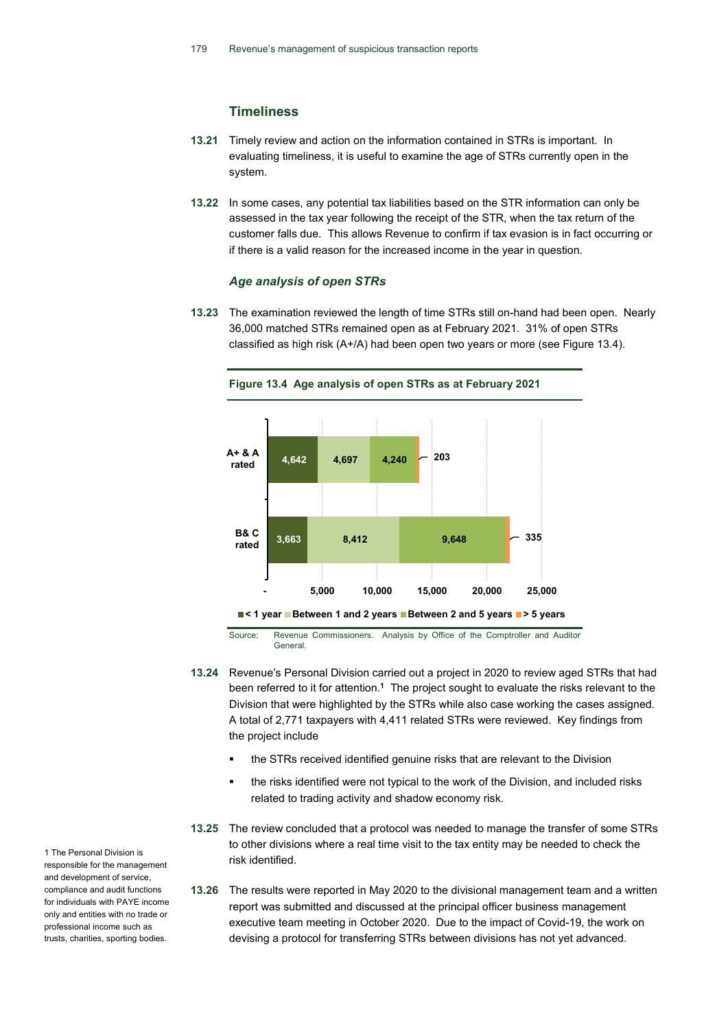### Timeliness

**13.21** Timely review and action on the information contained in STRs is important. In evaluating timeliness, it is useful to examine the age of STRs currently open in the system.

**13.22** In some cases, any potential tax liabilities based on the STR information can only be assessed in the tax year following the receipt of the STR, when the tax return of the customer falls due. This allows Revenue to confirm if tax evasion is in fact occurring or if there is a valid reason for the increased income in the year in question.

#### *Age analysis of open STRs*

**13.23** The examination reviewed the length of time STRs still on-hand had been open. Nearly 36,000 matched STRs remained open as at February 2021. 31% of open STRs classified as high risk (A+/A) had been open two years or more (see Figure 13.4).

**Figure 13.4 Age analysis of open STRs as at February 2021**

| | < 1 year | Between 1 and 2 years | Between 2 and 5 years | > 5 years |
|---|---|---|---|---|
| A+ & A rated | 4,642 | 4,697 | 4,240 | 203 |
| B& C rated | 3,663 | 8,412 | 9,648 | 335 |

Source: Revenue Commissioners. Analysis by Office of the Comptroller and Auditor General.

**13.24** Revenue's Personal Division carried out a project in 2020 to review aged STRs that had been referred to it for attention.[1] The project sought to evaluate the risks relevant to the Division that were highlighted by the STRs while also case working the cases assigned. A total of 2,771 taxpayers with 4,411 related STRs were reviewed. Key findings from the project include

- the STRs received identified genuine risks that are relevant to the Division
- the risks identified were not typical to the work of the Division, and included risks related to trading activity and shadow economy risk.

**13.25** The review concluded that a protocol was needed to manage the transfer of some STRs to other divisions where a real time visit to the tax entity may be needed to check the risk identified.

**13.26** The results were reported in May 2020 to the divisional management team and a written report was submitted and discussed at the principal officer business management executive team meeting in October 2020. Due to the impact of Covid-19, the work on devising a protocol for transferring STRs between divisions has not yet advanced.

1 The Personal Division is responsible for the management and development of service, compliance and audit functions for individuals with PAYE income only and entities with no trade or professional income such as trusts, charities, sporting bodies.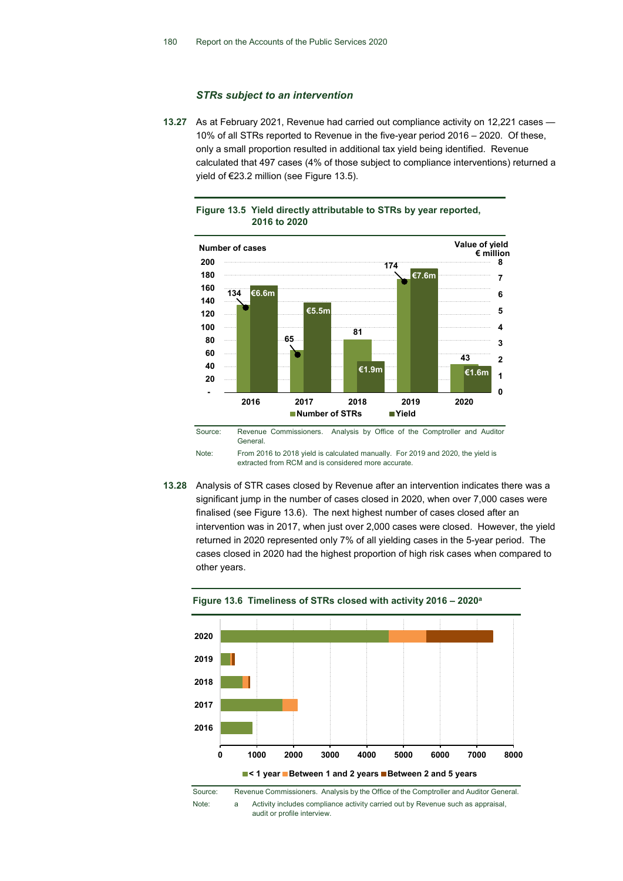### *STRs subject to an intervention*

**13.27** As at February 2021, Revenue had carried out compliance activity on 12,221 cases — 10% of all STRs reported to Revenue in the five-year period 2016 – 2020. Of these, only a small proportion resulted in additional tax yield being identified. Revenue calculated that 497 cases (4% of those subject to compliance interventions) returned a yield of €23.2 million (see Figure 13.5).

**Figure 13.5 Yield directly attributable to STRs by year reported, 2016 to 2020**

| Year | Number of STRs | Yield |
|---|---|---|
| 2016 | 134 | €6.6m |
| 2017 | 65 | €5.5m |
| 2018 | 81 | €1.9m |
| 2019 | 174 | €7.6m |
| 2020 | 43 | €1.6m |

Source: Revenue Commissioners. Analysis by Office of the Comptroller and Auditor General.

Note: From 2016 to 2018 yield is calculated manually. For 2019 and 2020, the yield is extracted from RCM and is considered more accurate.

**13.28** Analysis of STR cases closed by Revenue after an intervention indicates there was a significant jump in the number of cases closed in 2020, when over 7,000 cases were finalised (see Figure 13.6). The next highest number of cases closed after an intervention was in 2017, when just over 2,000 cases were closed. However, the yield returned in 2020 represented only 7% of all yielding cases in the 5-year period. The cases closed in 2020 had the highest proportion of high risk cases when compared to other years.

**Figure 13.6 Timeliness of STRs closed with activity 2016 – 2020[a]**

Legend: < 1 year; Between 1 and 2 years; Between 2 and 5 years

Source: Revenue Commissioners. Analysis by the Office of the Comptroller and Auditor General.

Note: a Activity includes compliance activity carried out by Revenue such as appraisal, audit or profile interview.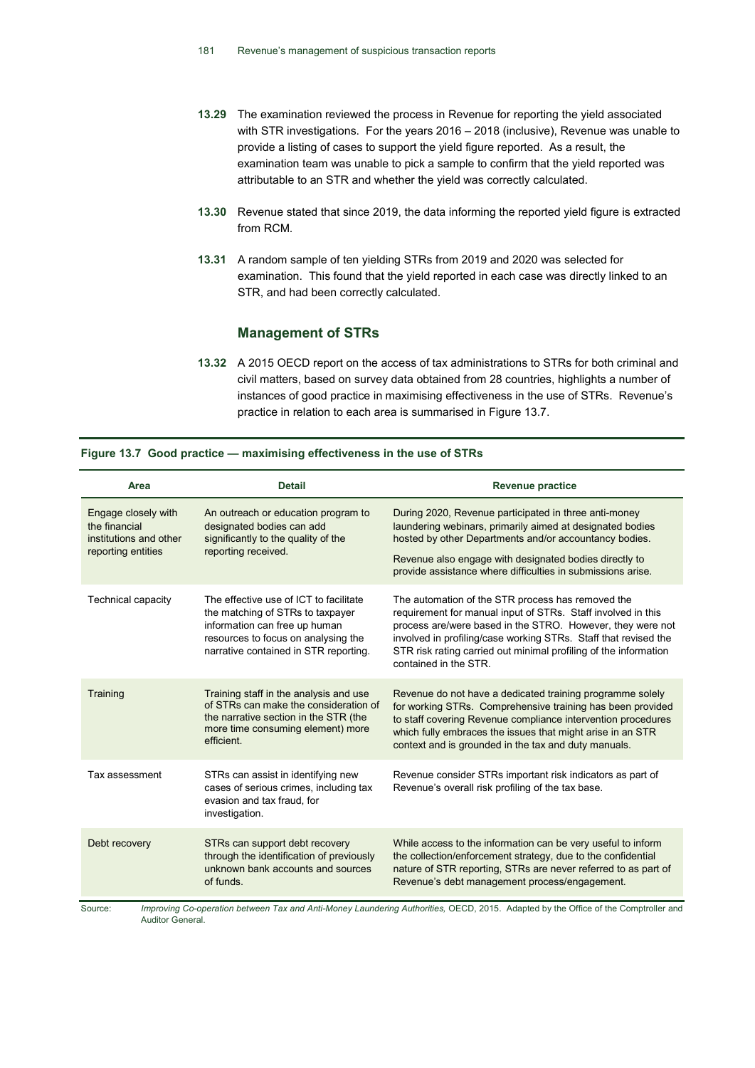**13.29** The examination reviewed the process in Revenue for reporting the yield associated with STR investigations. For the years 2016 – 2018 (inclusive), Revenue was unable to provide a listing of cases to support the yield figure reported. As a result, the examination team was unable to pick a sample to confirm that the yield reported was attributable to an STR and whether the yield was correctly calculated.

**13.30** Revenue stated that since 2019, the data informing the reported yield figure is extracted from RCM.

**13.31** A random sample of ten yielding STRs from 2019 and 2020 was selected for examination. This found that the yield reported in each case was directly linked to an STR, and had been correctly calculated.

## Management of STRs

**13.32** A 2015 OECD report on the access of tax administrations to STRs for both criminal and civil matters, based on survey data obtained from 28 countries, highlights a number of instances of good practice in maximising effectiveness in the use of STRs. Revenue's practice in relation to each area is summarised in Figure 13.7.

**Figure 13.7 Good practice — maximising effectiveness in the use of STRs**

| Area | Detail | Revenue practice |
|---|---|---|
| Engage closely with the financial institutions and other reporting entities | An outreach or education program to designated bodies can add significantly to the quality of the reporting received. | During 2020, Revenue participated in three anti-money laundering webinars, primarily aimed at designated bodies hosted by other Departments and/or accountancy bodies.<br><br>Revenue also engage with designated bodies directly to provide assistance where difficulties in submissions arise. |
| Technical capacity | The effective use of ICT to facilitate the matching of STRs to taxpayer information can free up human resources to focus on analysing the narrative contained in STR reporting. | The automation of the STR process has removed the requirement for manual input of STRs. Staff involved in this process are/were based in the STRO. However, they were not involved in profiling/case working STRs. Staff that revised the STR risk rating carried out minimal profiling of the information contained in the STR. |
| Training | Training staff in the analysis and use of STRs can make the consideration of the narrative section in the STR (the more time consuming element) more efficient. | Revenue do not have a dedicated training programme solely for working STRs. Comprehensive training has been provided to staff covering Revenue compliance intervention procedures which fully embraces the issues that might arise in an STR context and is grounded in the tax and duty manuals. |
| Tax assessment | STRs can assist in identifying new cases of serious crimes, including tax evasion and tax fraud, for investigation. | Revenue consider STRs important risk indicators as part of Revenue's overall risk profiling of the tax base. |
| Debt recovery | STRs can support debt recovery through the identification of previously unknown bank accounts and sources of funds. | While access to the information can be very useful to inform the collection/enforcement strategy, due to the confidential nature of STR reporting, STRs are never referred to as part of Revenue's debt management process/engagement. |

Source: *Improving Co-operation between Tax and Anti-Money Laundering Authorities,* OECD, 2015. Adapted by the Office of the Comptroller and Auditor General.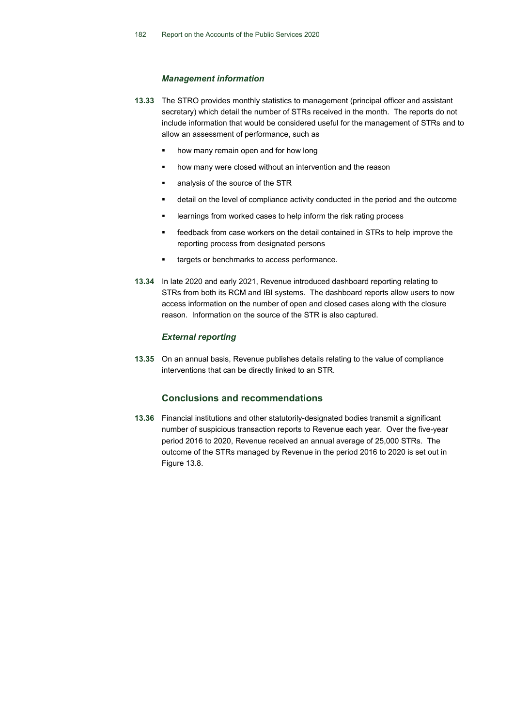### *Management information*

**13.33** The STRO provides monthly statistics to management (principal officer and assistant secretary) which detail the number of STRs received in the month. The reports do not include information that would be considered useful for the management of STRs and to allow an assessment of performance, such as

- how many remain open and for how long
- how many were closed without an intervention and the reason
- analysis of the source of the STR
- detail on the level of compliance activity conducted in the period and the outcome
- learnings from worked cases to help inform the risk rating process
- feedback from case workers on the detail contained in STRs to help improve the reporting process from designated persons
- targets or benchmarks to access performance.

**13.34** In late 2020 and early 2021, Revenue introduced dashboard reporting relating to STRs from both its RCM and IBI systems. The dashboard reports allow users to now access information on the number of open and closed cases along with the closure reason. Information on the source of the STR is also captured.

### *External reporting*

**13.35** On an annual basis, Revenue publishes details relating to the value of compliance interventions that can be directly linked to an STR.

## Conclusions and recommendations

**13.36** Financial institutions and other statutorily-designated bodies transmit a significant number of suspicious transaction reports to Revenue each year. Over the five-year period 2016 to 2020, Revenue received an annual average of 25,000 STRs. The outcome of the STRs managed by Revenue in the period 2016 to 2020 is set out in Figure 13.8.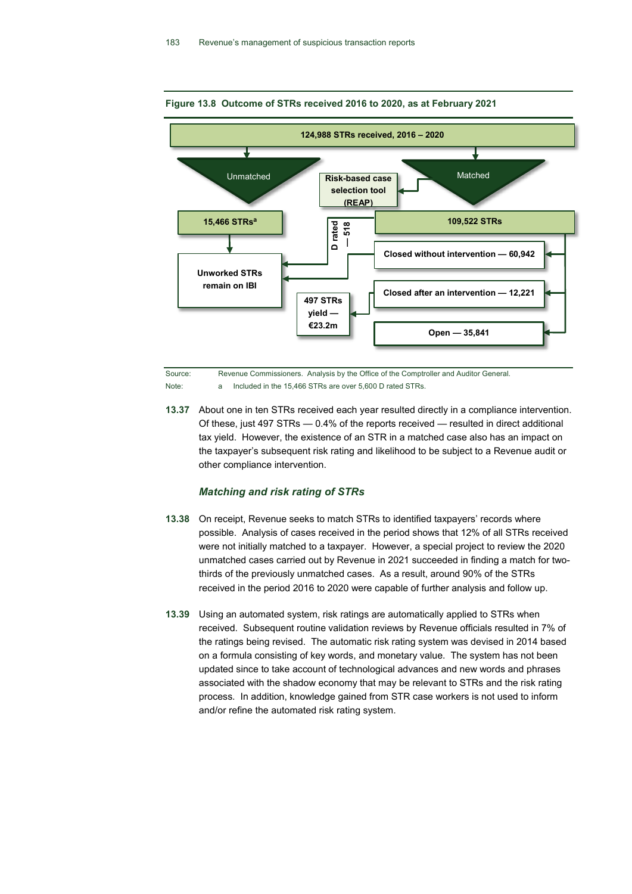**Figure 13.8 Outcome of STRs received 2016 to 2020, as at February 2021**

124,988 STRs received, 2016 – 2020

Unmatched

Risk-based case selection tool (REAP)

Matched

15,466 STRs[a]

D rated — 518

109,522 STRs

Closed without intervention — 60,942

Unworked STRs remain on IBI

Closed after an intervention — 12,221

497 STRs yield — €23.2m

Open — 35,841

Source: Revenue Commissioners. Analysis by the Office of the Comptroller and Auditor General.

Note: a Included in the 15,466 STRs are over 5,600 D rated STRs.

**13.37** About one in ten STRs received each year resulted directly in a compliance intervention. Of these, just 497 STRs — 0.4% of the reports received — resulted in direct additional tax yield. However, the existence of an STR in a matched case also has an impact on the taxpayer's subsequent risk rating and likelihood to be subject to a Revenue audit or other compliance intervention.

### *Matching and risk rating of STRs*

**13.38** On receipt, Revenue seeks to match STRs to identified taxpayers' records where possible. Analysis of cases received in the period shows that 12% of all STRs received were not initially matched to a taxpayer. However, a special project to review the 2020 unmatched cases carried out by Revenue in 2021 succeeded in finding a match for two-thirds of the previously unmatched cases. As a result, around 90% of the STRs received in the period 2016 to 2020 were capable of further analysis and follow up.

**13.39** Using an automated system, risk ratings are automatically applied to STRs when received. Subsequent routine validation reviews by Revenue officials resulted in 7% of the ratings being revised. The automatic risk rating system was devised in 2014 based on a formula consisting of key words, and monetary value. The system has not been updated since to take account of technological advances and new words and phrases associated with the shadow economy that may be relevant to STRs and the risk rating process. In addition, knowledge gained from STR case workers is not used to inform and/or refine the automated risk rating system.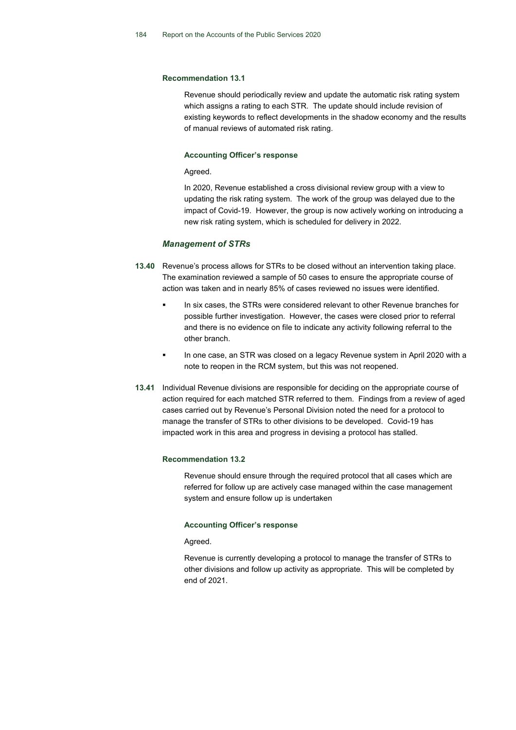#### Recommendation 13.1

Revenue should periodically review and update the automatic risk rating system which assigns a rating to each STR. The update should include revision of existing keywords to reflect developments in the shadow economy and the results of manual reviews of automated risk rating.

#### Accounting Officer's response

Agreed.

In 2020, Revenue established a cross divisional review group with a view to updating the risk rating system. The work of the group was delayed due to the impact of Covid-19. However, the group is now actively working on introducing a new risk rating system, which is scheduled for delivery in 2022.

### *Management of STRs*

**13.40** Revenue's process allows for STRs to be closed without an intervention taking place. The examination reviewed a sample of 50 cases to ensure the appropriate course of action was taken and in nearly 85% of cases reviewed no issues were identified.

- In six cases, the STRs were considered relevant to other Revenue branches for possible further investigation. However, the cases were closed prior to referral and there is no evidence on file to indicate any activity following referral to the other branch.
- In one case, an STR was closed on a legacy Revenue system in April 2020 with a note to reopen in the RCM system, but this was not reopened.

**13.41** Individual Revenue divisions are responsible for deciding on the appropriate course of action required for each matched STR referred to them. Findings from a review of aged cases carried out by Revenue's Personal Division noted the need for a protocol to manage the transfer of STRs to other divisions to be developed. Covid-19 has impacted work in this area and progress in devising a protocol has stalled.

#### Recommendation 13.2

Revenue should ensure through the required protocol that all cases which are referred for follow up are actively case managed within the case management system and ensure follow up is undertaken

#### Accounting Officer's response

Agreed.

Revenue is currently developing a protocol to manage the transfer of STRs to other divisions and follow up activity as appropriate. This will be completed by end of 2021.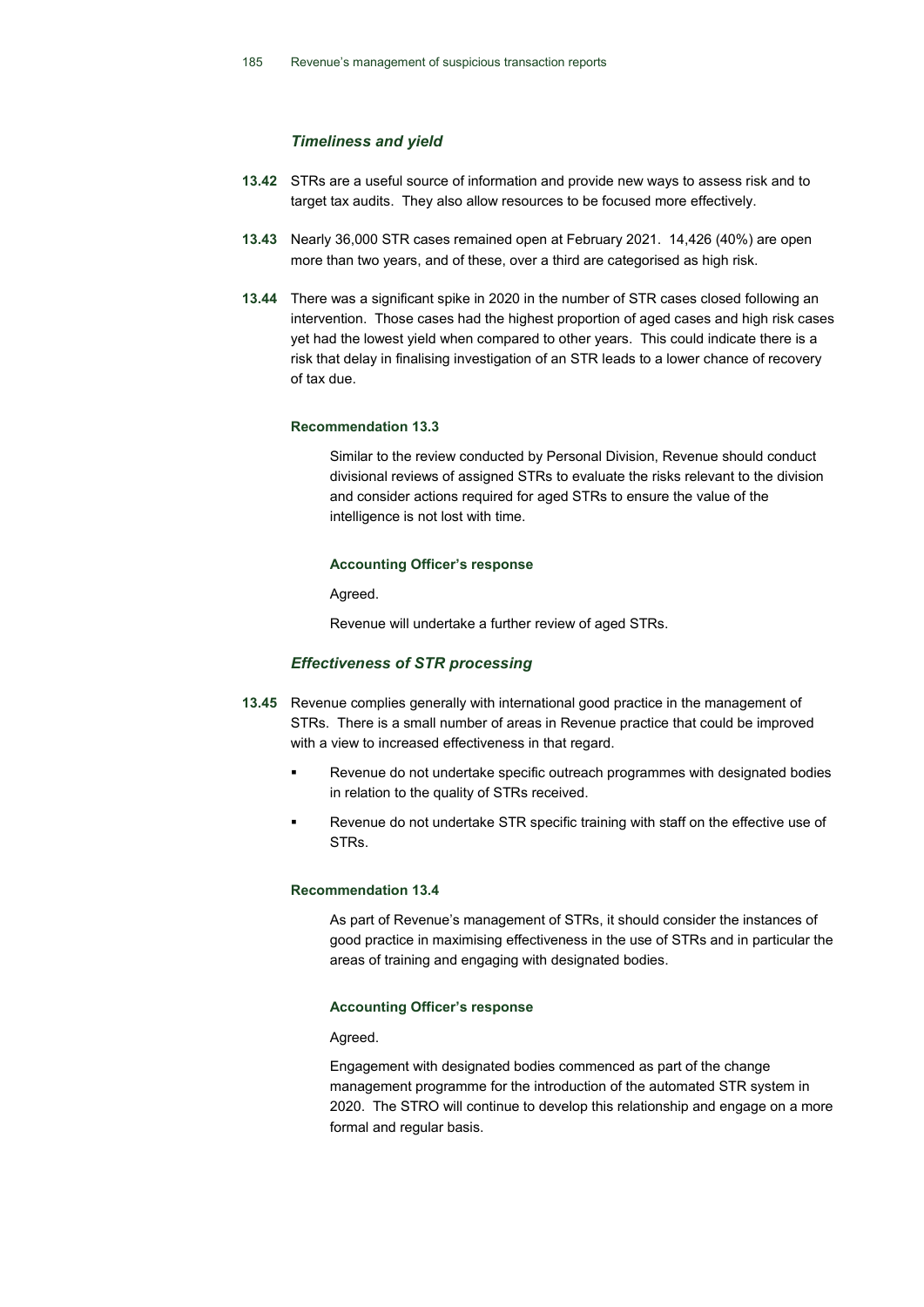### *Timeliness and yield*

**13.42** STRs are a useful source of information and provide new ways to assess risk and to target tax audits. They also allow resources to be focused more effectively.

**13.43** Nearly 36,000 STR cases remained open at February 2021. 14,426 (40%) are open more than two years, and of these, over a third are categorised as high risk.

**13.44** There was a significant spike in 2020 in the number of STR cases closed following an intervention. Those cases had the highest proportion of aged cases and high risk cases yet had the lowest yield when compared to other years. This could indicate there is a risk that delay in finalising investigation of an STR leads to a lower chance of recovery of tax due.

**Recommendation 13.3**

Similar to the review conducted by Personal Division, Revenue should conduct divisional reviews of assigned STRs to evaluate the risks relevant to the division and consider actions required for aged STRs to ensure the value of the intelligence is not lost with time.

**Accounting Officer's response**

Agreed.

Revenue will undertake a further review of aged STRs.

### *Effectiveness of STR processing*

**13.45** Revenue complies generally with international good practice in the management of STRs. There is a small number of areas in Revenue practice that could be improved with a view to increased effectiveness in that regard.

- Revenue do not undertake specific outreach programmes with designated bodies in relation to the quality of STRs received.
- Revenue do not undertake STR specific training with staff on the effective use of STRs.

**Recommendation 13.4**

As part of Revenue's management of STRs, it should consider the instances of good practice in maximising effectiveness in the use of STRs and in particular the areas of training and engaging with designated bodies.

**Accounting Officer's response**

Agreed.

Engagement with designated bodies commenced as part of the change management programme for the introduction of the automated STR system in 2020. The STRO will continue to develop this relationship and engage on a more formal and regular basis.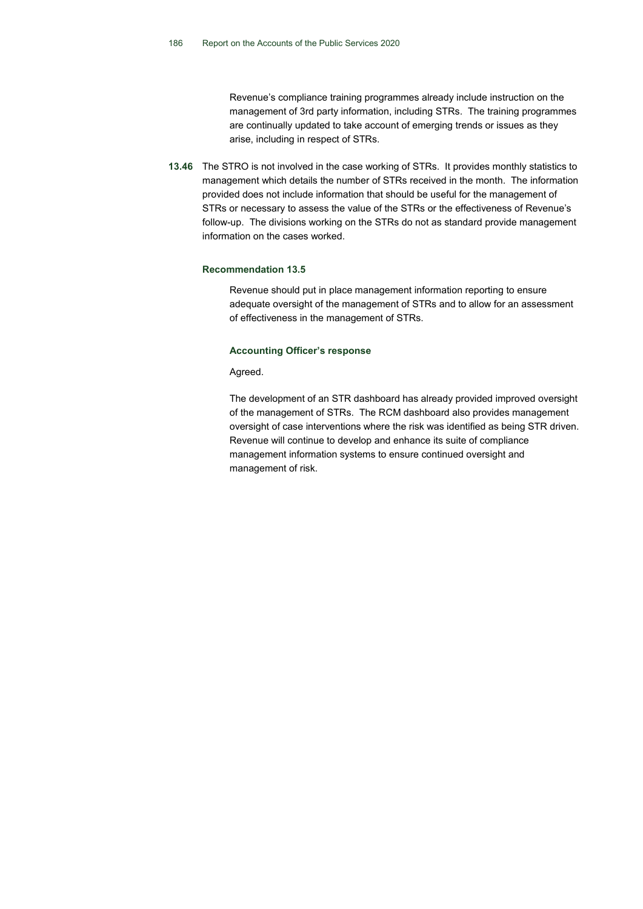Revenue's compliance training programmes already include instruction on the management of 3rd party information, including STRs. The training programmes are continually updated to take account of emerging trends or issues as they arise, including in respect of STRs.

**13.46** The STRO is not involved in the case working of STRs. It provides monthly statistics to management which details the number of STRs received in the month. The information provided does not include information that should be useful for the management of STRs or necessary to assess the value of the STRs or the effectiveness of Revenue's follow-up. The divisions working on the STRs do not as standard provide management information on the cases worked.

**Recommendation 13.5**

Revenue should put in place management information reporting to ensure adequate oversight of the management of STRs and to allow for an assessment of effectiveness in the management of STRs.

**Accounting Officer's response**

Agreed.

The development of an STR dashboard has already provided improved oversight of the management of STRs. The RCM dashboard also provides management oversight of case interventions where the risk was identified as being STR driven. Revenue will continue to develop and enhance its suite of compliance management information systems to ensure continued oversight and management of risk.